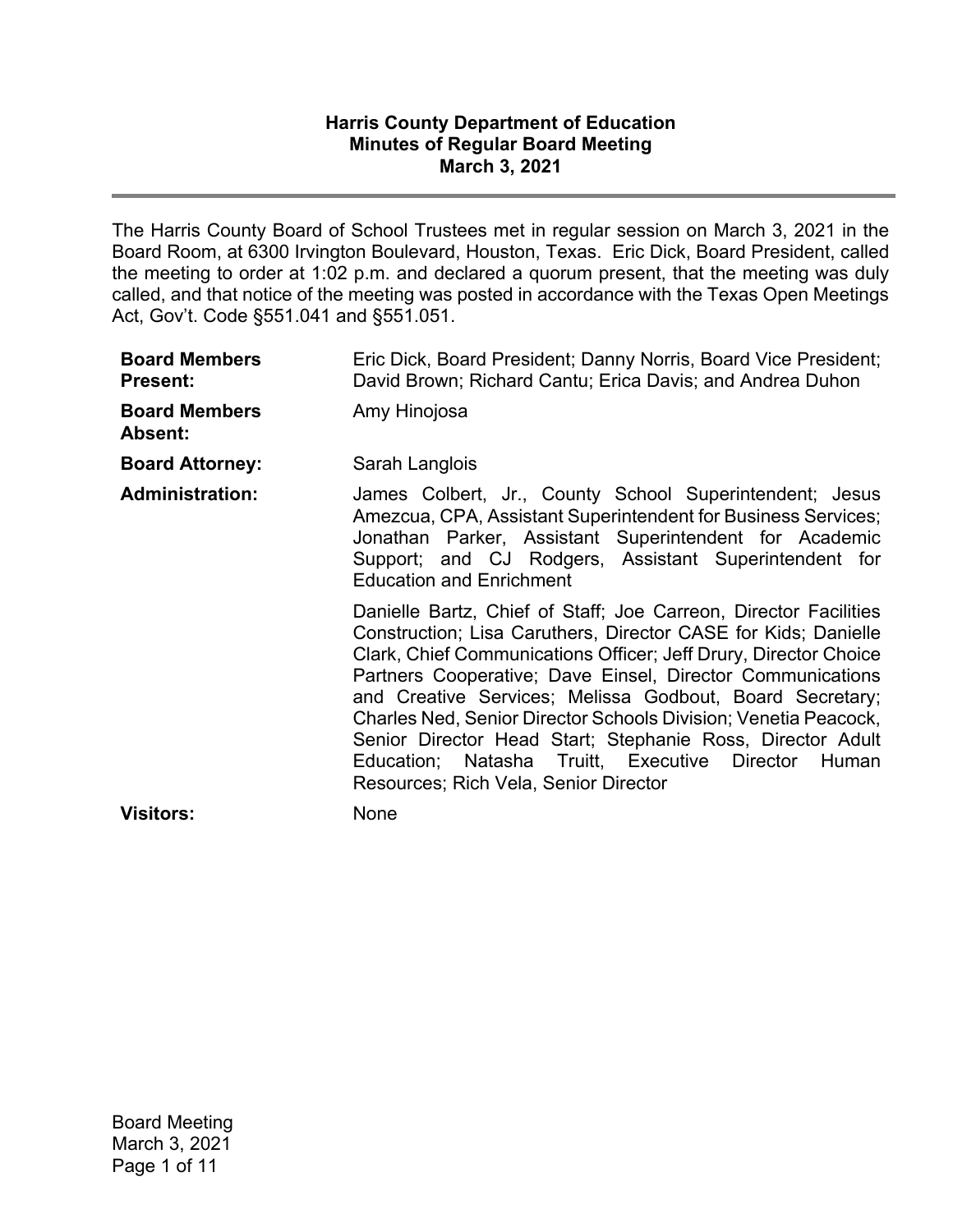# Harris County Department of Education
## Minutes of Regular Board Meeting
## March 3, 2021

---

The Harris County Board of School Trustees met in regular session on March 3, 2021 in the Board Room, at 6300 Irvington Boulevard, Houston, Texas. Eric Dick, Board President, called the meeting to order at 1:02 p.m. and declared a quorum present, that the meeting was duly called, and that notice of the meeting was posted in accordance with the Texas Open Meetings Act, Gov't. Code §551.041 and §551.051.

| | |
|---|---|
| **Board Members Present:** | Eric Dick, Board President; Danny Norris, Board Vice President; David Brown; Richard Cantu; Erica Davis; and Andrea Duhon |
| **Board Members Absent:** | Amy Hinojosa |
| **Board Attorney:** | Sarah Langlois |
| **Administration:** | James Colbert, Jr., County School Superintendent; Jesus Amezcua, CPA, Assistant Superintendent for Business Services; Jonathan Parker, Assistant Superintendent for Academic Support; and CJ Rodgers, Assistant Superintendent for Education and Enrichment |
| | Danielle Bartz, Chief of Staff; Joe Carreon, Director Facilities Construction; Lisa Caruthers, Director CASE for Kids; Danielle Clark, Chief Communications Officer; Jeff Drury, Director Choice Partners Cooperative; Dave Einsel, Director Communications and Creative Services; Melissa Godbout, Board Secretary; Charles Ned, Senior Director Schools Division; Venetia Peacock, Senior Director Head Start; Stephanie Ross, Director Adult Education; Natasha Truitt, Executive Director Human Resources; Rich Vela, Senior Director |
| **Visitors:** | None |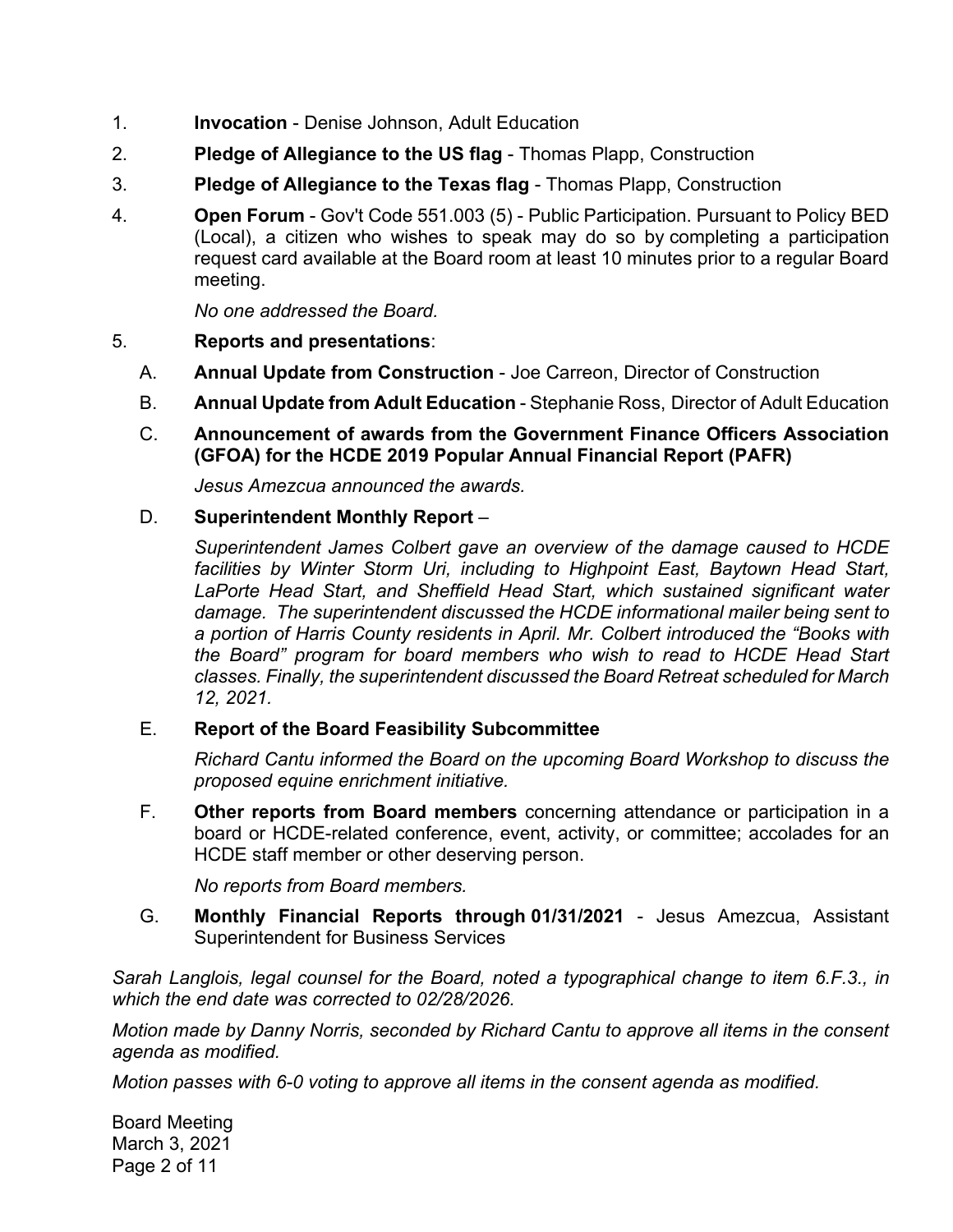1. **Invocation** - Denise Johnson, Adult Education
2. **Pledge of Allegiance to the US flag** - Thomas Plapp, Construction
3. **Pledge of Allegiance to the Texas flag** - Thomas Plapp, Construction
4. **Open Forum** - Gov't Code 551.003 (5) - Public Participation. Pursuant to Policy BED (Local), a citizen who wishes to speak may do so by completing a participation request card available at the Board room at least 10 minutes prior to a regular Board meeting.

   *No one addressed the Board.*

5. **Reports and presentations**:

   A. **Annual Update from Construction** - Joe Carreon, Director of Construction

   B. **Annual Update from Adult Education** - Stephanie Ross, Director of Adult Education

   C. **Announcement of awards from the Government Finance Officers Association (GFOA) for the HCDE 2019 Popular Annual Financial Report (PAFR)**

   *Jesus Amezcua announced the awards.*

   D. **Superintendent Monthly Report** –

   *Superintendent James Colbert gave an overview of the damage caused to HCDE facilities by Winter Storm Uri, including to Highpoint East, Baytown Head Start, LaPorte Head Start, and Sheffield Head Start, which sustained significant water damage. The superintendent discussed the HCDE informational mailer being sent to a portion of Harris County residents in April. Mr. Colbert introduced the "Books with the Board" program for board members who wish to read to HCDE Head Start classes. Finally, the superintendent discussed the Board Retreat scheduled for March 12, 2021.*

   E. **Report of the Board Feasibility Subcommittee**

   *Richard Cantu informed the Board on the upcoming Board Workshop to discuss the proposed equine enrichment initiative.*

   F. **Other reports from Board members** concerning attendance or participation in a board or HCDE-related conference, event, activity, or committee; accolades for an HCDE staff member or other deserving person.

   *No reports from Board members.*

   G. **Monthly Financial Reports through 01/31/2021** - Jesus Amezcua, Assistant Superintendent for Business Services

*Sarah Langlois, legal counsel for the Board, noted a typographical change to item 6.F.3., in which the end date was corrected to 02/28/2026.*

*Motion made by Danny Norris, seconded by Richard Cantu to approve all items in the consent agenda as modified.*

*Motion passes with 6-0 voting to approve all items in the consent agenda as modified.*

Board Meeting
March 3, 2021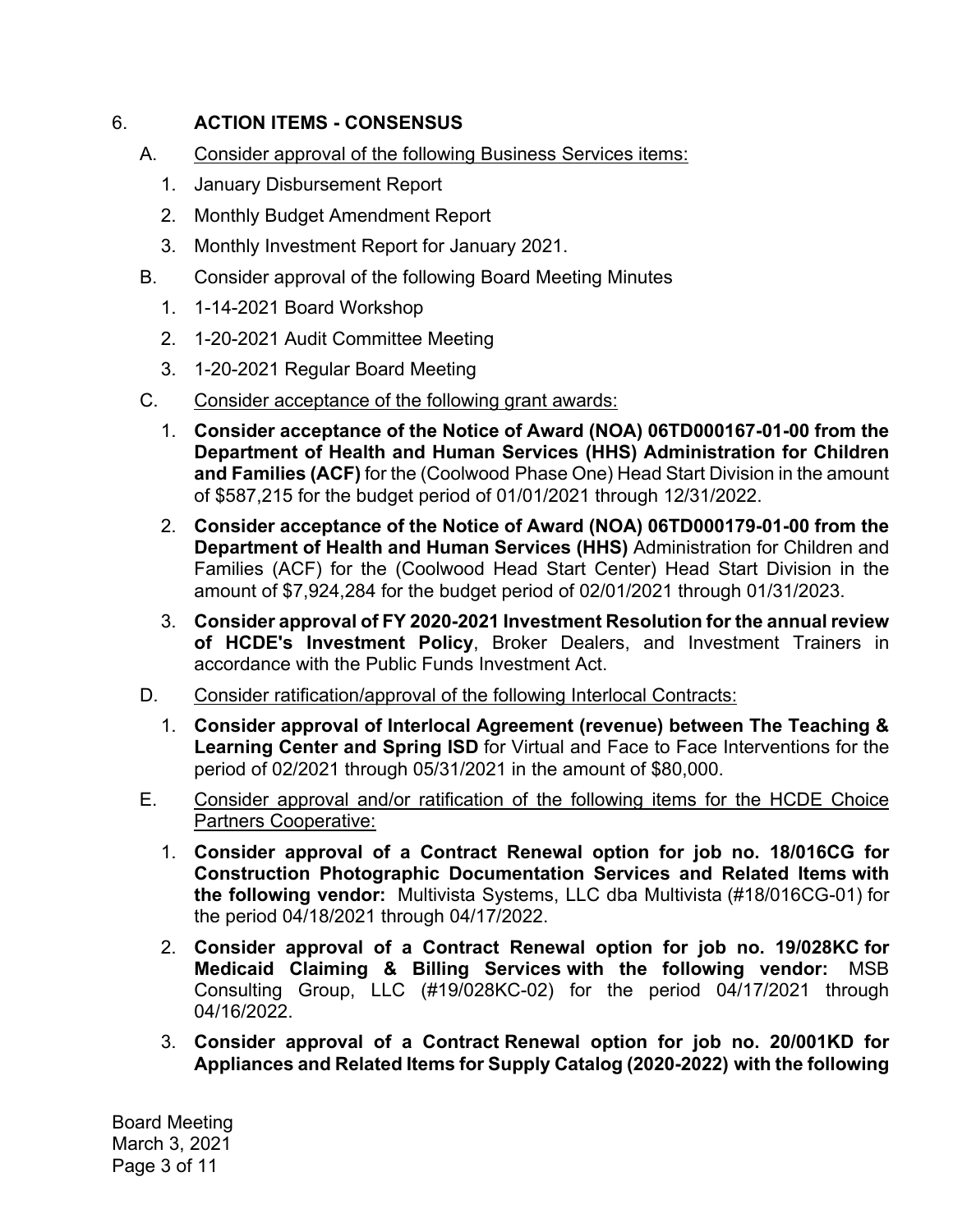6. **ACTION ITEMS - CONSENSUS**

A. Consider approval of the following Business Services items:

1. January Disbursement Report
2. Monthly Budget Amendment Report
3. Monthly Investment Report for January 2021.

B. Consider approval of the following Board Meeting Minutes

1. 1-14-2021 Board Workshop
2. 1-20-2021 Audit Committee Meeting
3. 1-20-2021 Regular Board Meeting

C. Consider acceptance of the following grant awards:

1. **Consider acceptance of the Notice of Award (NOA) 06TD000167-01-00 from the Department of Health and Human Services (HHS) Administration for Children and Families (ACF)** for the (Coolwood Phase One) Head Start Division in the amount of $587,215 for the budget period of 01/01/2021 through 12/31/2022.
2. **Consider acceptance of the Notice of Award (NOA) 06TD000179-01-00 from the Department of Health and Human Services (HHS)** Administration for Children and Families (ACF) for the (Coolwood Head Start Center) Head Start Division in the amount of $7,924,284 for the budget period of 02/01/2021 through 01/31/2023.
3. **Consider approval of FY 2020-2021 Investment Resolution for the annual review of HCDE's Investment Policy**, Broker Dealers, and Investment Trainers in accordance with the Public Funds Investment Act.

D. Consider ratification/approval of the following Interlocal Contracts:

1. **Consider approval of Interlocal Agreement (revenue) between The Teaching & Learning Center and Spring ISD** for Virtual and Face to Face Interventions for the period of 02/2021 through 05/31/2021 in the amount of $80,000.

E. Consider approval and/or ratification of the following items for the HCDE Choice Partners Cooperative:

1. **Consider approval of a Contract Renewal option for job no. 18/016CG for Construction Photographic Documentation Services and Related Items with the following vendor:** Multivista Systems, LLC dba Multivista (#18/016CG-01) for the period 04/18/2021 through 04/17/2022.
2. **Consider approval of a Contract Renewal option for job no. 19/028KC for Medicaid Claiming & Billing Services with the following vendor:** MSB Consulting Group, LLC (#19/028KC-02) for the period 04/17/2021 through 04/16/2022.
3. **Consider approval of a Contract Renewal option for job no. 20/001KD for Appliances and Related Items for Supply Catalog (2020-2022) with the following**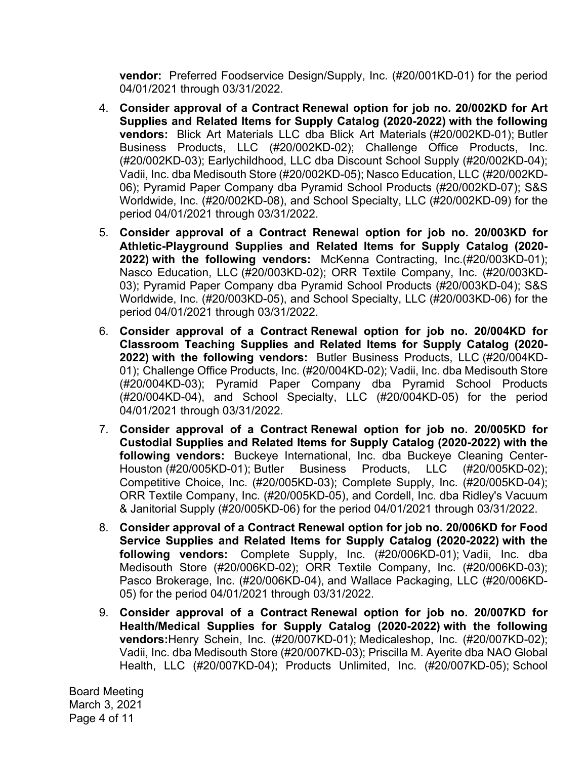**vendor:** Preferred Foodservice Design/Supply, Inc. (#20/001KD-01) for the period 04/01/2021 through 03/31/2022.

4. **Consider approval of a Contract Renewal option for job no. 20/002KD for Art Supplies and Related Items for Supply Catalog (2020-2022) with the following vendors:** Blick Art Materials LLC dba Blick Art Materials (#20/002KD-01); Butler Business Products, LLC (#20/002KD-02); Challenge Office Products, Inc. (#20/002KD-03); Earlychildhood, LLC dba Discount School Supply (#20/002KD-04); Vadii, Inc. dba Medisouth Store (#20/002KD-05); Nasco Education, LLC (#20/002KD-06); Pyramid Paper Company dba Pyramid School Products (#20/002KD-07); S&S Worldwide, Inc. (#20/002KD-08), and School Specialty, LLC (#20/002KD-09) for the period 04/01/2021 through 03/31/2022.
5. **Consider approval of a Contract Renewal option for job no. 20/003KD for Athletic-Playground Supplies and Related Items for Supply Catalog (2020-2022) with the following vendors:** McKenna Contracting, Inc.(#20/003KD-01); Nasco Education, LLC (#20/003KD-02); ORR Textile Company, Inc. (#20/003KD-03); Pyramid Paper Company dba Pyramid School Products (#20/003KD-04); S&S Worldwide, Inc. (#20/003KD-05), and School Specialty, LLC (#20/003KD-06) for the period 04/01/2021 through 03/31/2022.
6. **Consider approval of a Contract Renewal option for job no. 20/004KD for Classroom Teaching Supplies and Related Items for Supply Catalog (2020-2022) with the following vendors:** Butler Business Products, LLC (#20/004KD-01); Challenge Office Products, Inc. (#20/004KD-02); Vadii, Inc. dba Medisouth Store (#20/004KD-03); Pyramid Paper Company dba Pyramid School Products (#20/004KD-04), and School Specialty, LLC (#20/004KD-05) for the period 04/01/2021 through 03/31/2022.
7. **Consider approval of a Contract Renewal option for job no. 20/005KD for Custodial Supplies and Related Items for Supply Catalog (2020-2022) with the following vendors:** Buckeye International, Inc. dba Buckeye Cleaning Center-Houston (#20/005KD-01); Butler Business Products, LLC (#20/005KD-02); Competitive Choice, Inc. (#20/005KD-03); Complete Supply, Inc. (#20/005KD-04); ORR Textile Company, Inc. (#20/005KD-05), and Cordell, Inc. dba Ridley's Vacuum & Janitorial Supply (#20/005KD-06) for the period 04/01/2021 through 03/31/2022.
8. **Consider approval of a Contract Renewal option for job no. 20/006KD for Food Service Supplies and Related Items for Supply Catalog (2020-2022) with the following vendors:** Complete Supply, Inc. (#20/006KD-01); Vadii, Inc. dba Medisouth Store (#20/006KD-02); ORR Textile Company, Inc. (#20/006KD-03); Pasco Brokerage, Inc. (#20/006KD-04), and Wallace Packaging, LLC (#20/006KD-05) for the period 04/01/2021 through 03/31/2022.
9. **Consider approval of a Contract Renewal option for job no. 20/007KD for Health/Medical Supplies for Supply Catalog (2020-2022) with the following vendors:**Henry Schein, Inc. (#20/007KD-01); Medicaleshop, Inc. (#20/007KD-02); Vadii, Inc. dba Medisouth Store (#20/007KD-03); Priscilla M. Ayerite dba NAO Global Health, LLC (#20/007KD-04); Products Unlimited, Inc. (#20/007KD-05); School

Board Meeting
March 3, 2021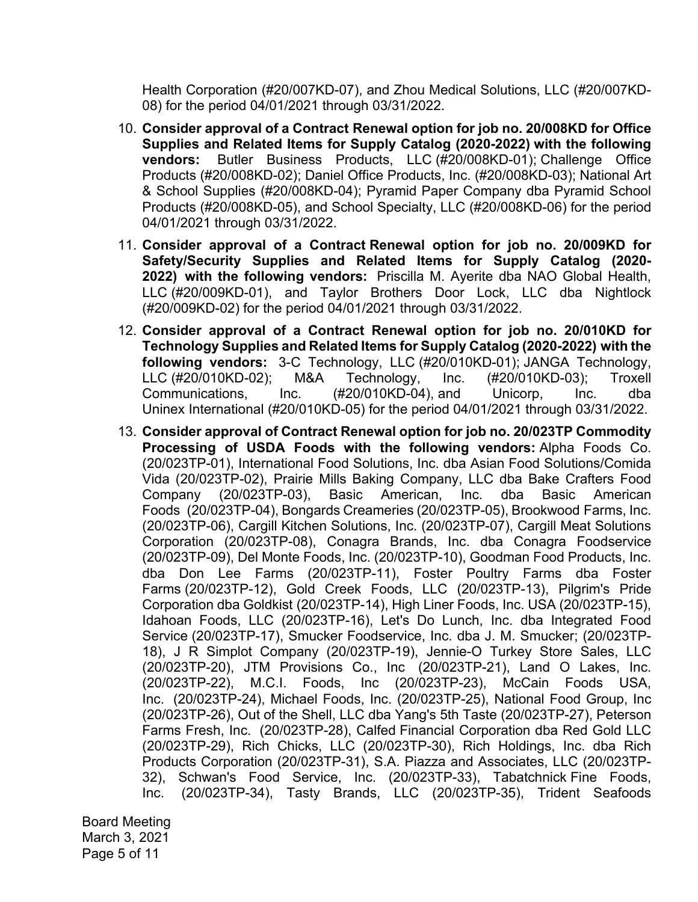Health Corporation (#20/007KD-07), and Zhou Medical Solutions, LLC (#20/007KD-08) for the period 04/01/2021 through 03/31/2022.

10. **Consider approval of a Contract Renewal option for job no. 20/008KD for Office Supplies and Related Items for Supply Catalog (2020-2022) with the following vendors:** Butler Business Products, LLC (#20/008KD-01); Challenge Office Products (#20/008KD-02); Daniel Office Products, Inc. (#20/008KD-03); National Art & School Supplies (#20/008KD-04); Pyramid Paper Company dba Pyramid School Products (#20/008KD-05), and School Specialty, LLC (#20/008KD-06) for the period 04/01/2021 through 03/31/2022.

11. **Consider approval of a Contract Renewal option for job no. 20/009KD for Safety/Security Supplies and Related Items for Supply Catalog (2020-2022) with the following vendors:** Priscilla M. Ayerite dba NAO Global Health, LLC (#20/009KD-01), and Taylor Brothers Door Lock, LLC dba Nightlock (#20/009KD-02) for the period 04/01/2021 through 03/31/2022.

12. **Consider approval of a Contract Renewal option for job no. 20/010KD for Technology Supplies and Related Items for Supply Catalog (2020-2022) with the following vendors:** 3-C Technology, LLC (#20/010KD-01); JANGA Technology, LLC (#20/010KD-02); M&A Technology, Inc. (#20/010KD-03); Troxell Communications, Inc. (#20/010KD-04), and Unicorp, Inc. dba Uninex International (#20/010KD-05) for the period 04/01/2021 through 03/31/2022.

13. **Consider approval of Contract Renewal option for job no. 20/023TP Commodity Processing of USDA Foods with the following vendors:** Alpha Foods Co. (20/023TP-01), International Food Solutions, Inc. dba Asian Food Solutions/Comida Vida (20/023TP-02), Prairie Mills Baking Company, LLC dba Bake Crafters Food Company (20/023TP-03), Basic American, Inc. dba Basic American Foods (20/023TP-04), Bongards Creameries (20/023TP-05), Brookwood Farms, Inc. (20/023TP-06), Cargill Kitchen Solutions, Inc. (20/023TP-07), Cargill Meat Solutions Corporation (20/023TP-08), Conagra Brands, Inc. dba Conagra Foodservice (20/023TP-09), Del Monte Foods, Inc. (20/023TP-10), Goodman Food Products, Inc. dba Don Lee Farms (20/023TP-11), Foster Poultry Farms dba Foster Farms (20/023TP-12), Gold Creek Foods, LLC (20/023TP-13), Pilgrim's Pride Corporation dba Goldkist (20/023TP-14), High Liner Foods, Inc. USA (20/023TP-15), Idahoan Foods, LLC (20/023TP-16), Let's Do Lunch, Inc. dba Integrated Food Service (20/023TP-17), Smucker Foodservice, Inc. dba J. M. Smucker; (20/023TP-18), J R Simplot Company (20/023TP-19), Jennie-O Turkey Store Sales, LLC (20/023TP-20), JTM Provisions Co., Inc (20/023TP-21), Land O Lakes, Inc. (20/023TP-22), M.C.I. Foods, Inc (20/023TP-23), McCain Foods USA, Inc. (20/023TP-24), Michael Foods, Inc. (20/023TP-25), National Food Group, Inc (20/023TP-26), Out of the Shell, LLC dba Yang's 5th Taste (20/023TP-27), Peterson Farms Fresh, Inc. (20/023TP-28), Calfed Financial Corporation dba Red Gold LLC (20/023TP-29), Rich Chicks, LLC (20/023TP-30), Rich Holdings, Inc. dba Rich Products Corporation (20/023TP-31), S.A. Piazza and Associates, LLC (20/023TP-32), Schwan's Food Service, Inc. (20/023TP-33), Tabatchnick Fine Foods, Inc. (20/023TP-34), Tasty Brands, LLC (20/023TP-35), Trident Seafoods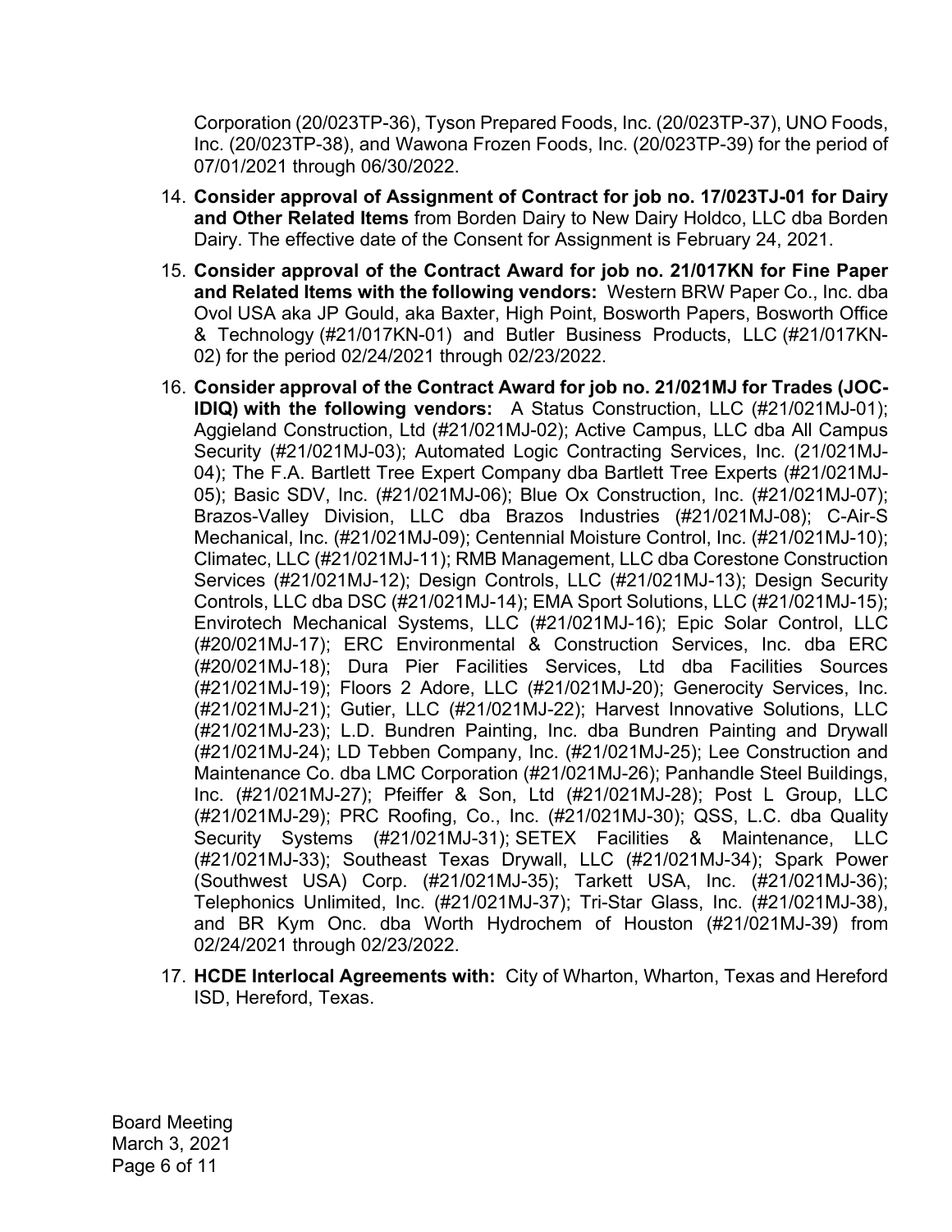Corporation (20/023TP-36), Tyson Prepared Foods, Inc. (20/023TP-37), UNO Foods, Inc. (20/023TP-38), and Wawona Frozen Foods, Inc. (20/023TP-39) for the period of 07/01/2021 through 06/30/2022.

14. **Consider approval of Assignment of Contract for job no. 17/023TJ-01 for Dairy and Other Related Items** from Borden Dairy to New Dairy Holdco, LLC dba Borden Dairy. The effective date of the Consent for Assignment is February 24, 2021.

15. **Consider approval of the Contract Award for job no. 21/017KN for Fine Paper and Related Items with the following vendors:** Western BRW Paper Co., Inc. dba Ovol USA aka JP Gould, aka Baxter, High Point, Bosworth Papers, Bosworth Office & Technology (#21/017KN-01) and Butler Business Products, LLC (#21/017KN-02) for the period 02/24/2021 through 02/23/2022.

16. **Consider approval of the Contract Award for job no. 21/021MJ for Trades (JOC-IDIQ) with the following vendors:** A Status Construction, LLC (#21/021MJ-01); Aggieland Construction, Ltd (#21/021MJ-02); Active Campus, LLC dba All Campus Security (#21/021MJ-03); Automated Logic Contracting Services, Inc. (21/021MJ-04); The F.A. Bartlett Tree Expert Company dba Bartlett Tree Experts (#21/021MJ-05); Basic SDV, Inc. (#21/021MJ-06); Blue Ox Construction, Inc. (#21/021MJ-07); Brazos-Valley Division, LLC dba Brazos Industries (#21/021MJ-08); C-Air-S Mechanical, Inc. (#21/021MJ-09); Centennial Moisture Control, Inc. (#21/021MJ-10); Climatec, LLC (#21/021MJ-11); RMB Management, LLC dba Corestone Construction Services (#21/021MJ-12); Design Controls, LLC (#21/021MJ-13); Design Security Controls, LLC dba DSC (#21/021MJ-14); EMA Sport Solutions, LLC (#21/021MJ-15); Envirotech Mechanical Systems, LLC (#21/021MJ-16); Epic Solar Control, LLC (#20/021MJ-17); ERC Environmental & Construction Services, Inc. dba ERC (#20/021MJ-18); Dura Pier Facilities Services, Ltd dba Facilities Sources (#21/021MJ-19); Floors 2 Adore, LLC (#21/021MJ-20); Generocity Services, Inc. (#21/021MJ-21); Gutier, LLC (#21/021MJ-22); Harvest Innovative Solutions, LLC (#21/021MJ-23); L.D. Bundren Painting, Inc. dba Bundren Painting and Drywall (#21/021MJ-24); LD Tebben Company, Inc. (#21/021MJ-25); Lee Construction and Maintenance Co. dba LMC Corporation (#21/021MJ-26); Panhandle Steel Buildings, Inc. (#21/021MJ-27); Pfeiffer & Son, Ltd (#21/021MJ-28); Post L Group, LLC (#21/021MJ-29); PRC Roofing, Co., Inc. (#21/021MJ-30); QSS, L.C. dba Quality Security Systems (#21/021MJ-31); SETEX Facilities & Maintenance, LLC (#21/021MJ-33); Southeast Texas Drywall, LLC (#21/021MJ-34); Spark Power (Southwest USA) Corp. (#21/021MJ-35); Tarkett USA, Inc. (#21/021MJ-36); Telephonics Unlimited, Inc. (#21/021MJ-37); Tri-Star Glass, Inc. (#21/021MJ-38), and BR Kym Onc. dba Worth Hydrochem of Houston (#21/021MJ-39) from 02/24/2021 through 02/23/2022.

17. **HCDE Interlocal Agreements with:** City of Wharton, Wharton, Texas and Hereford ISD, Hereford, Texas.

Board Meeting
March 3, 2021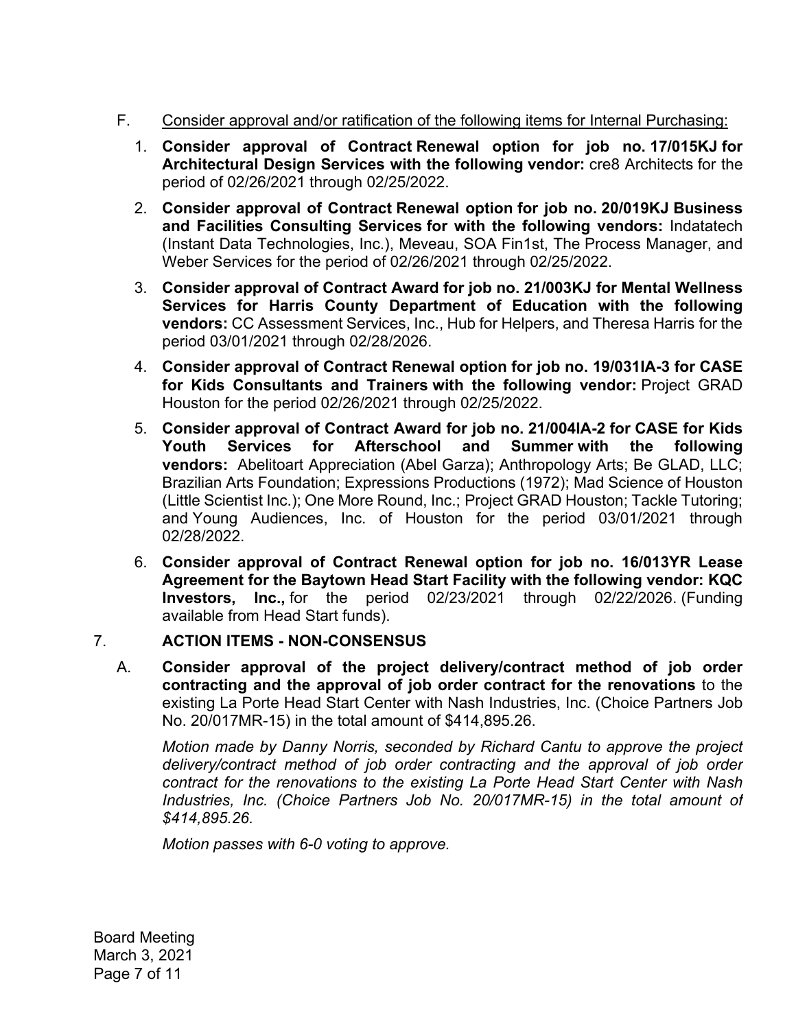F. Consider approval and/or ratification of the following items for Internal Purchasing:

1. **Consider approval of Contract Renewal option for job no. 17/015KJ for Architectural Design Services with the following vendor:** cre8 Architects for the period of 02/26/2021 through 02/25/2022.

2. **Consider approval of Contract Renewal option for job no. 20/019KJ Business and Facilities Consulting Services for with the following vendors:** Indatatech (Instant Data Technologies, Inc.), Meveau, SOA Fin1st, The Process Manager, and Weber Services for the period of 02/26/2021 through 02/25/2022.

3. **Consider approval of Contract Award for job no. 21/003KJ for Mental Wellness Services for Harris County Department of Education with the following vendors:** CC Assessment Services, Inc., Hub for Helpers, and Theresa Harris for the period 03/01/2021 through 02/28/2026.

4. **Consider approval of Contract Renewal option for job no. 19/031IA-3 for CASE for Kids Consultants and Trainers with the following vendor:** Project GRAD Houston for the period 02/26/2021 through 02/25/2022.

5. **Consider approval of Contract Award for job no. 21/004IA-2 for CASE for Kids Youth Services for Afterschool and Summer with the following vendors:** Abelitoart Appreciation (Abel Garza); Anthropology Arts; Be GLAD, LLC; Brazilian Arts Foundation; Expressions Productions (1972); Mad Science of Houston (Little Scientist Inc.); One More Round, Inc.; Project GRAD Houston; Tackle Tutoring; and Young Audiences, Inc. of Houston for the period 03/01/2021 through 02/28/2022.

6. **Consider approval of Contract Renewal option for job no. 16/013YR Lease Agreement for the Baytown Head Start Facility with the following vendor: KQC Investors, Inc.,** for the period 02/23/2021 through 02/22/2026. (Funding available from Head Start funds).

7. **ACTION ITEMS - NON-CONSENSUS**

A. **Consider approval of the project delivery/contract method of job order contracting and the approval of job order contract for the renovations** to the existing La Porte Head Start Center with Nash Industries, Inc. (Choice Partners Job No. 20/017MR-15) in the total amount of $414,895.26.

*Motion made by Danny Norris, seconded by Richard Cantu to approve the project delivery/contract method of job order contracting and the approval of job order contract for the renovations to the existing La Porte Head Start Center with Nash Industries, Inc. (Choice Partners Job No. 20/017MR-15) in the total amount of $414,895.26.*

*Motion passes with 6-0 voting to approve.*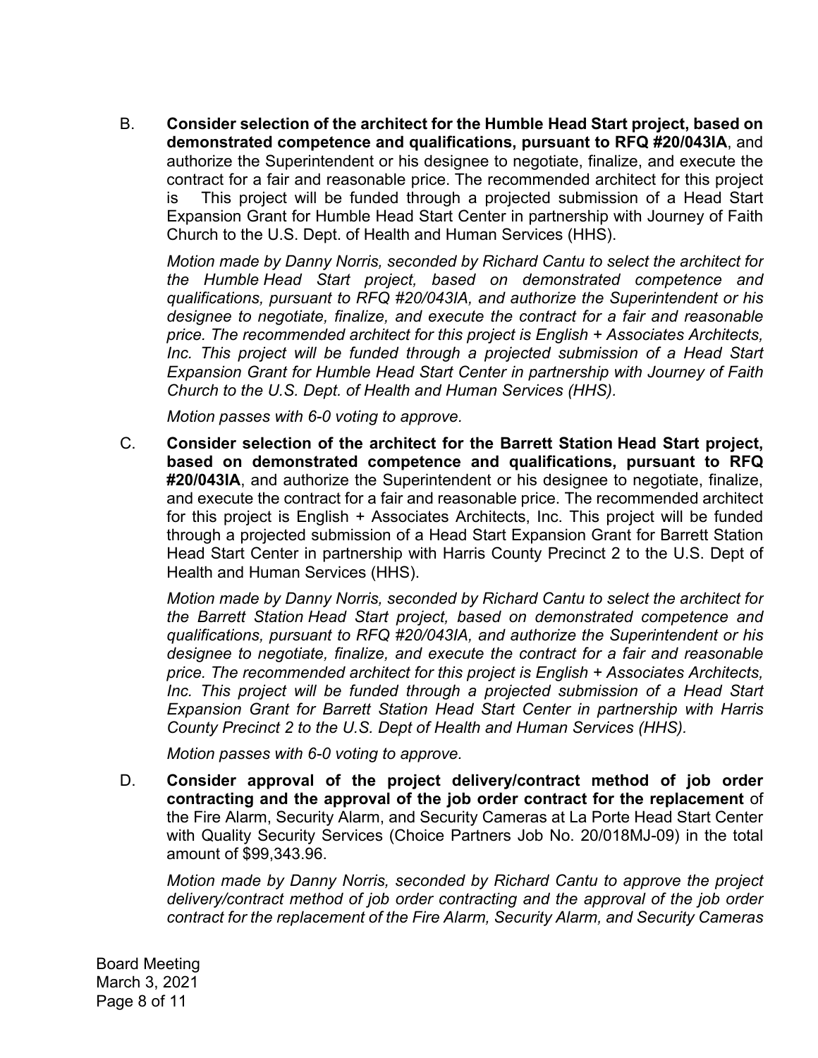B. **Consider selection of the architect for the Humble Head Start project, based on demonstrated competence and qualifications, pursuant to RFQ #20/043IA**, and authorize the Superintendent or his designee to negotiate, finalize, and execute the contract for a fair and reasonable price. The recommended architect for this project is This project will be funded through a projected submission of a Head Start Expansion Grant for Humble Head Start Center in partnership with Journey of Faith Church to the U.S. Dept. of Health and Human Services (HHS).

*Motion made by Danny Norris, seconded by Richard Cantu to select the architect for the Humble Head Start project, based on demonstrated competence and qualifications, pursuant to RFQ #20/043IA, and authorize the Superintendent or his designee to negotiate, finalize, and execute the contract for a fair and reasonable price. The recommended architect for this project is English + Associates Architects, Inc. This project will be funded through a projected submission of a Head Start Expansion Grant for Humble Head Start Center in partnership with Journey of Faith Church to the U.S. Dept. of Health and Human Services (HHS).*

*Motion passes with 6-0 voting to approve.*

C. **Consider selection of the architect for the Barrett Station Head Start project, based on demonstrated competence and qualifications, pursuant to RFQ #20/043IA**, and authorize the Superintendent or his designee to negotiate, finalize, and execute the contract for a fair and reasonable price. The recommended architect for this project is English + Associates Architects, Inc. This project will be funded through a projected submission of a Head Start Expansion Grant for Barrett Station Head Start Center in partnership with Harris County Precinct 2 to the U.S. Dept of Health and Human Services (HHS).

*Motion made by Danny Norris, seconded by Richard Cantu to select the architect for the Barrett Station Head Start project, based on demonstrated competence and qualifications, pursuant to RFQ #20/043IA, and authorize the Superintendent or his designee to negotiate, finalize, and execute the contract for a fair and reasonable price. The recommended architect for this project is English + Associates Architects, Inc. This project will be funded through a projected submission of a Head Start Expansion Grant for Barrett Station Head Start Center in partnership with Harris County Precinct 2 to the U.S. Dept of Health and Human Services (HHS).*

*Motion passes with 6-0 voting to approve.*

D. **Consider approval of the project delivery/contract method of job order contracting and the approval of the job order contract for the replacement** of the Fire Alarm, Security Alarm, and Security Cameras at La Porte Head Start Center with Quality Security Services (Choice Partners Job No. 20/018MJ-09) in the total amount of $99,343.96.

*Motion made by Danny Norris, seconded by Richard Cantu to approve the project delivery/contract method of job order contracting and the approval of the job order contract for the replacement of the Fire Alarm, Security Alarm, and Security Cameras*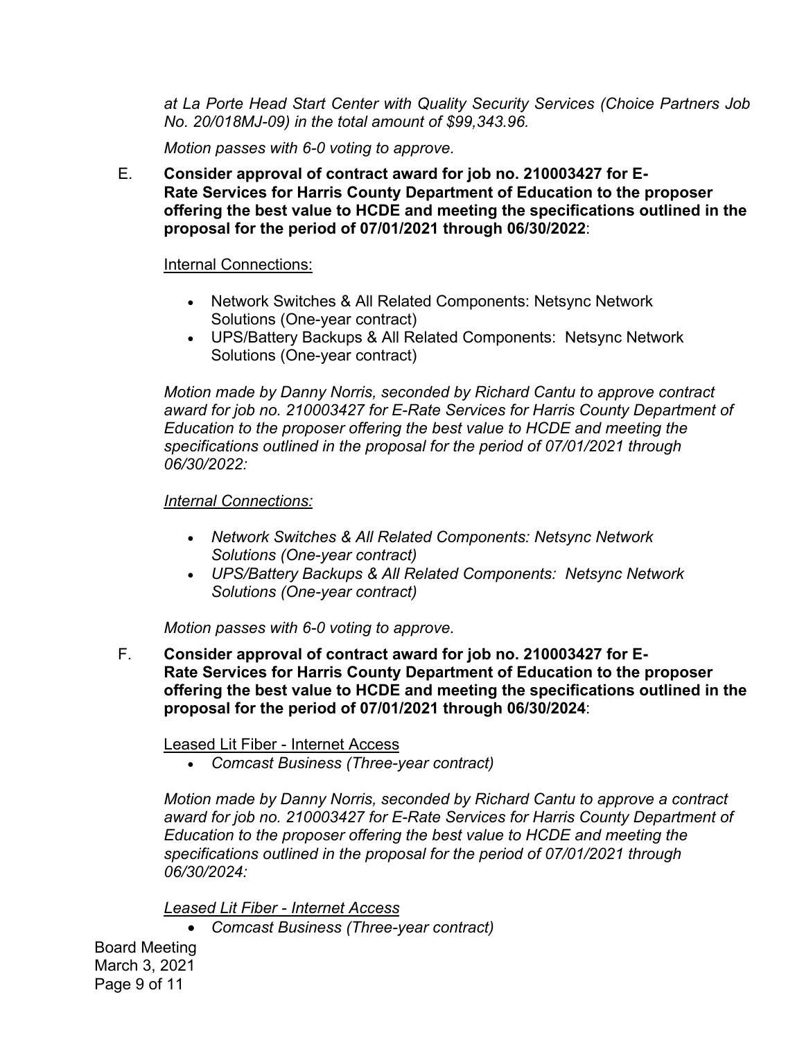*at La Porte Head Start Center with Quality Security Services (Choice Partners Job No. 20/018MJ-09) in the total amount of $99,343.96.*

*Motion passes with 6-0 voting to approve.*

E. **Consider approval of contract award for job no. 210003427 for E-Rate Services for Harris County Department of Education to the proposer offering the best value to HCDE and meeting the specifications outlined in the proposal for the period of 07/01/2021 through 06/30/2022**:

<u>Internal Connections:</u>

- Network Switches & All Related Components: Netsync Network Solutions (One-year contract)
- UPS/Battery Backups & All Related Components: Netsync Network Solutions (One-year contract)

*Motion made by Danny Norris, seconded by Richard Cantu to approve contract award for job no. 210003427 for E-Rate Services for Harris County Department of Education to the proposer offering the best value to HCDE and meeting the specifications outlined in the proposal for the period of 07/01/2021 through 06/30/2022:*

*<u>Internal Connections:</u>*

- *Network Switches & All Related Components: Netsync Network Solutions (One-year contract)*
- *UPS/Battery Backups & All Related Components: Netsync Network Solutions (One-year contract)*

*Motion passes with 6-0 voting to approve.*

F. **Consider approval of contract award for job no. 210003427 for E-Rate Services for Harris County Department of Education to the proposer offering the best value to HCDE and meeting the specifications outlined in the proposal for the period of 07/01/2021 through 06/30/2024**:

<u>Leased Lit Fiber - Internet Access</u>

- *Comcast Business (Three-year contract)*

*Motion made by Danny Norris, seconded by Richard Cantu to approve a contract award for job no. 210003427 for E-Rate Services for Harris County Department of Education to the proposer offering the best value to HCDE and meeting the specifications outlined in the proposal for the period of 07/01/2021 through 06/30/2024:*

*<u>Leased Lit Fiber - Internet Access</u>*

- *Comcast Business (Three-year contract)*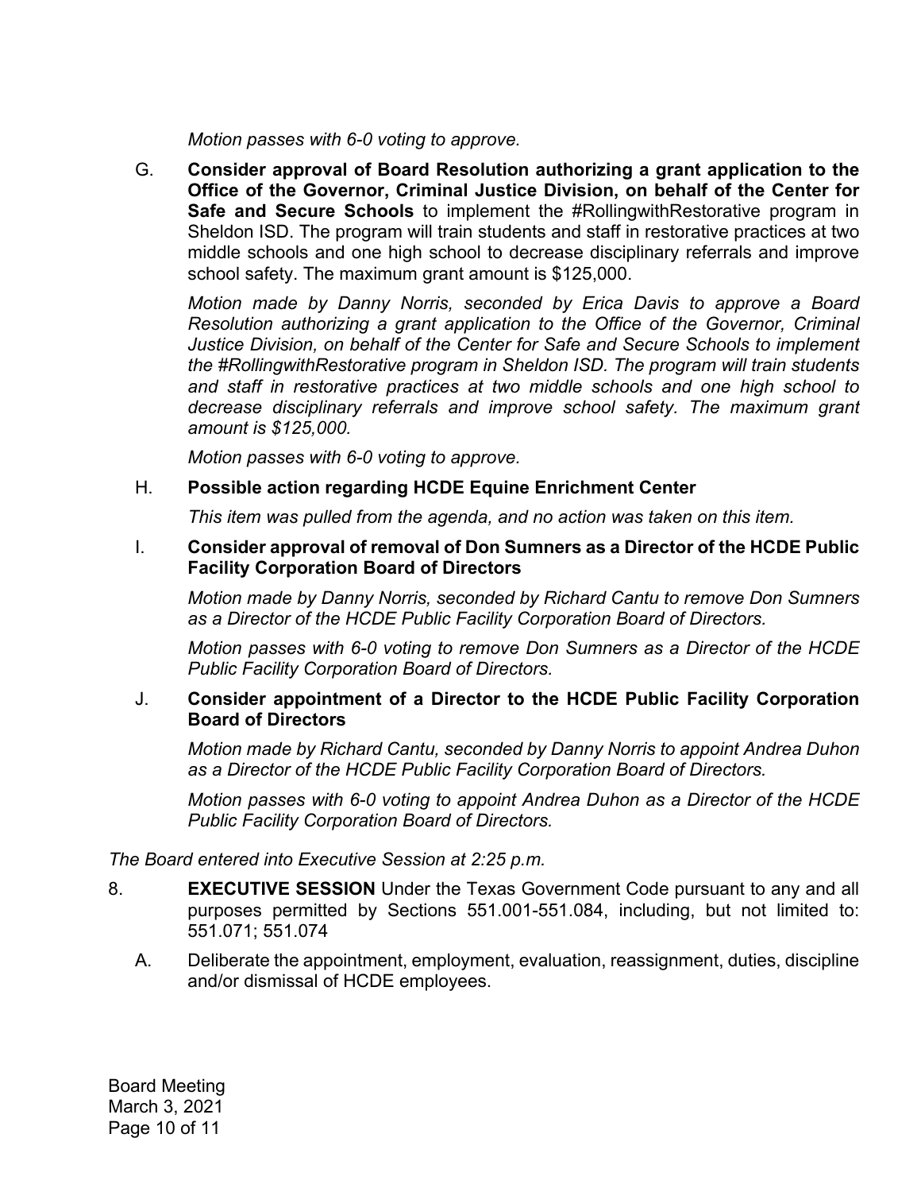*Motion passes with 6-0 voting to approve.*

G. **Consider approval of Board Resolution authorizing a grant application to the Office of the Governor, Criminal Justice Division, on behalf of the Center for Safe and Secure Schools** to implement the #RollingwithRestorative program in Sheldon ISD. The program will train students and staff in restorative practices at two middle schools and one high school to decrease disciplinary referrals and improve school safety. The maximum grant amount is $125,000.

   *Motion made by Danny Norris, seconded by Erica Davis to approve a Board Resolution authorizing a grant application to the Office of the Governor, Criminal Justice Division, on behalf of the Center for Safe and Secure Schools to implement the #RollingwithRestorative program in Sheldon ISD. The program will train students and staff in restorative practices at two middle schools and one high school to decrease disciplinary referrals and improve school safety. The maximum grant amount is $125,000.*

   *Motion passes with 6-0 voting to approve.*

H. **Possible action regarding HCDE Equine Enrichment Center**

   *This item was pulled from the agenda, and no action was taken on this item.*

I. **Consider approval of removal of Don Sumners as a Director of the HCDE Public Facility Corporation Board of Directors**

   *Motion made by Danny Norris, seconded by Richard Cantu to remove Don Sumners as a Director of the HCDE Public Facility Corporation Board of Directors.*

   *Motion passes with 6-0 voting to remove Don Sumners as a Director of the HCDE Public Facility Corporation Board of Directors.*

J. **Consider appointment of a Director to the HCDE Public Facility Corporation Board of Directors**

   *Motion made by Richard Cantu, seconded by Danny Norris to appoint Andrea Duhon as a Director of the HCDE Public Facility Corporation Board of Directors.*

   *Motion passes with 6-0 voting to appoint Andrea Duhon as a Director of the HCDE Public Facility Corporation Board of Directors.*

*The Board entered into Executive Session at 2:25 p.m.*

8. **EXECUTIVE SESSION** Under the Texas Government Code pursuant to any and all purposes permitted by Sections 551.001-551.084, including, but not limited to: 551.071; 551.074

   A. Deliberate the appointment, employment, evaluation, reassignment, duties, discipline and/or dismissal of HCDE employees.

Board Meeting
March 3, 2021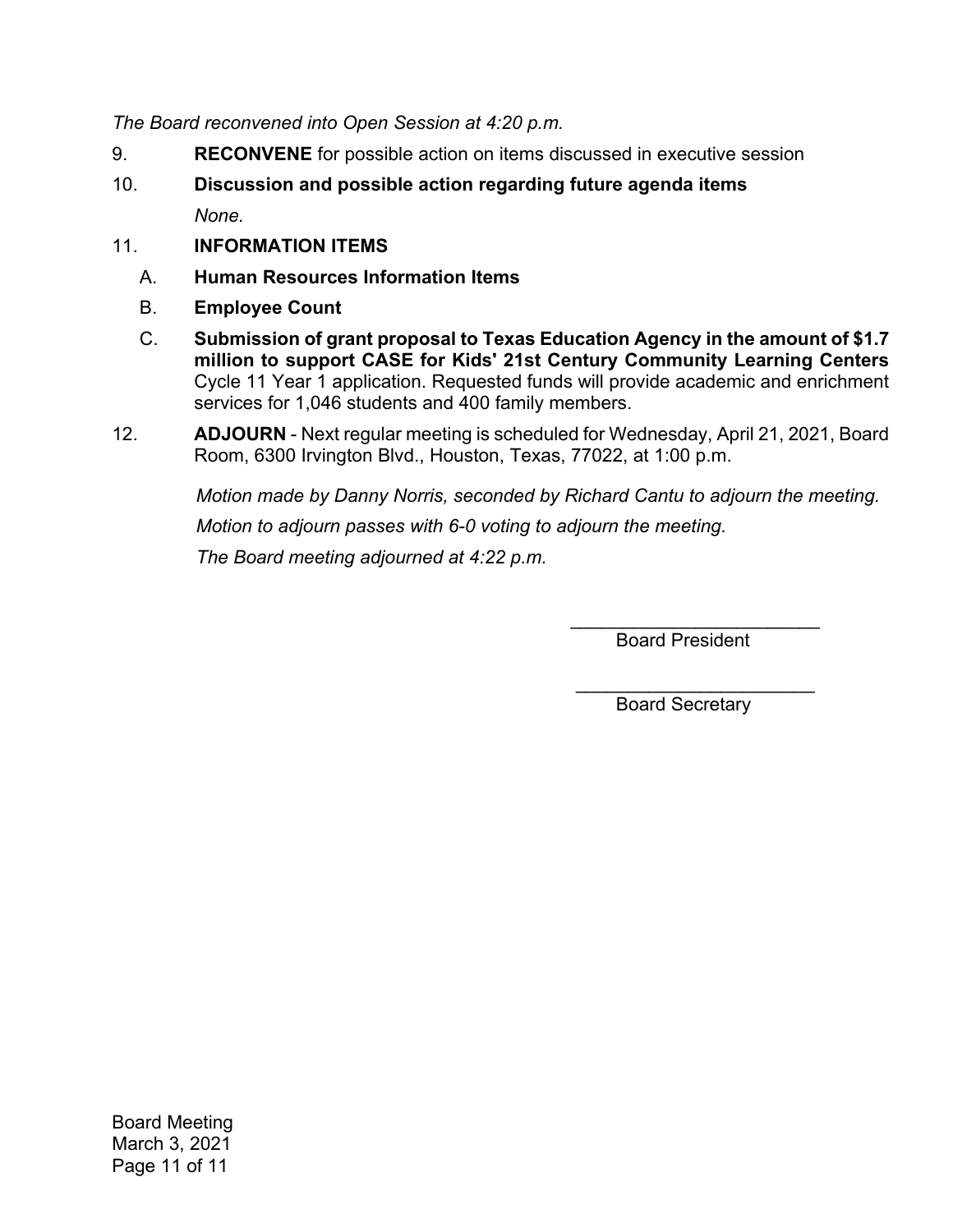*The Board reconvened into Open Session at 4:20 p.m.*

9. **RECONVENE** for possible action on items discussed in executive session

10. **Discussion and possible action regarding future agenda items**

    *None.*

11. **INFORMATION ITEMS**

    A. **Human Resources Information Items**

    B. **Employee Count**

    C. **Submission of grant proposal to Texas Education Agency in the amount of $1.7 million to support CASE for Kids' 21st Century Community Learning Centers** Cycle 11 Year 1 application. Requested funds will provide academic and enrichment services for 1,046 students and 400 family members.

12. **ADJOURN** - Next regular meeting is scheduled for Wednesday, April 21, 2021, Board Room, 6300 Irvington Blvd., Houston, Texas, 77022, at 1:00 p.m.

    *Motion made by Danny Norris, seconded by Richard Cantu to adjourn the meeting.*

    *Motion to adjourn passes with 6-0 voting to adjourn the meeting.*

    *The Board meeting adjourned at 4:22 p.m.*

\_\_\_\_\_\_\_\_\_\_\_\_\_\_\_\_\_\_\_\_\_\_\_\_\_

Board President

\_\_\_\_\_\_\_\_\_\_\_\_\_\_\_\_\_\_\_\_\_\_\_\_\_

Board Secretary

Board Meeting
March 3, 2021